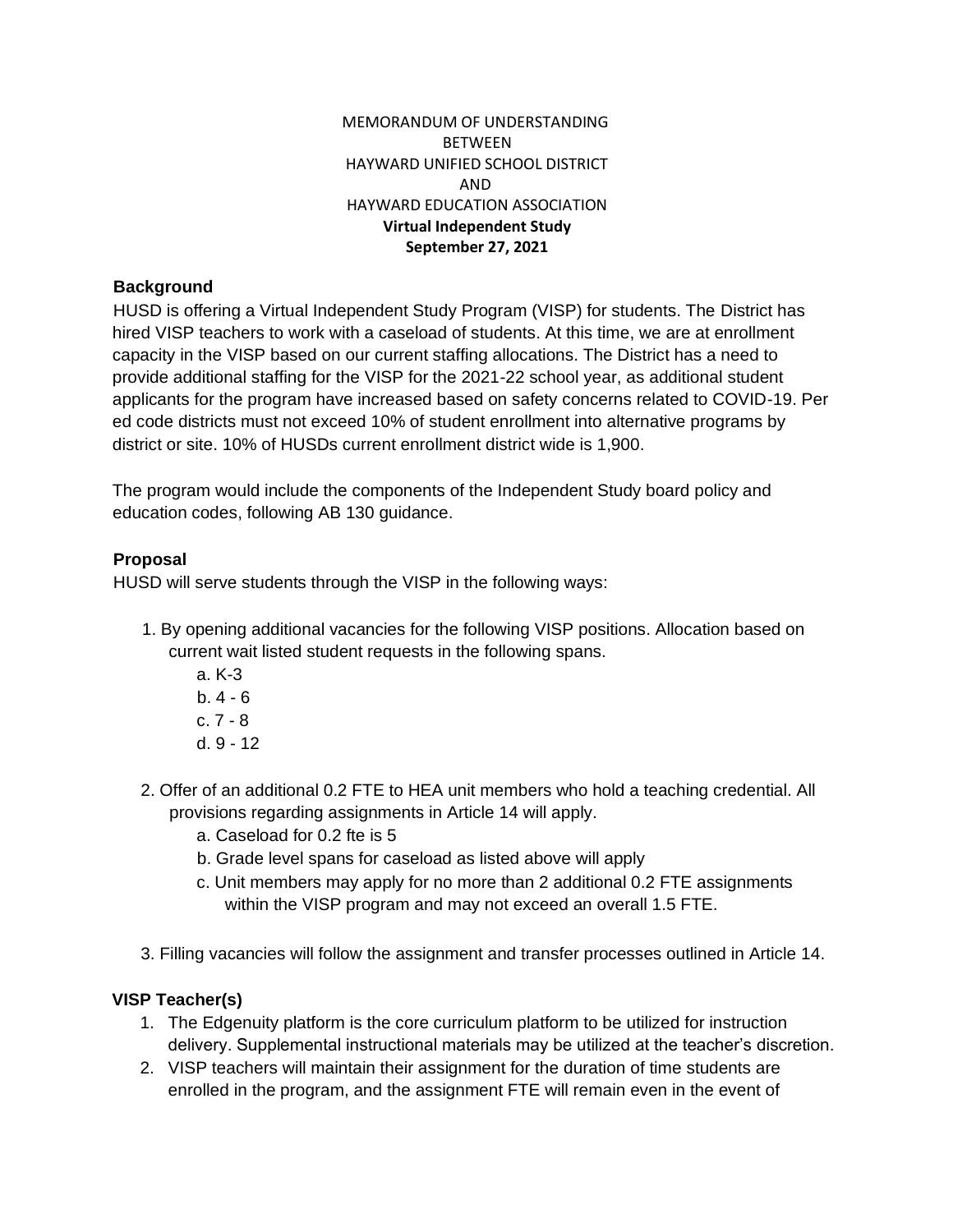MEMORANDUM OF UNDERSTANDING
BETWEEN
HAYWARD UNIFIED SCHOOL DISTRICT
AND
HAYWARD EDUCATION ASSOCIATION
**Virtual Independent Study**
**September 27, 2021**

## Background

HUSD is offering a Virtual Independent Study Program (VISP) for students. The District has hired VISP teachers to work with a caseload of students. At this time, we are at enrollment capacity in the VISP based on our current staffing allocations. The District has a need to provide additional staffing for the VISP for the 2021-22 school year, as additional student applicants for the program have increased based on safety concerns related to COVID-19. Per ed code districts must not exceed 10% of student enrollment into alternative programs by district or site. 10% of HUSDs current enrollment district wide is 1,900.

The program would include the components of the Independent Study board policy and education codes, following AB 130 guidance.

## Proposal

HUSD will serve students through the VISP in the following ways:

1. By opening additional vacancies for the following VISP positions. Allocation based on current wait listed student requests in the following spans.
   a. K-3
   b. 4 - 6
   c. 7 - 8
   d. 9 - 12

2. Offer of an additional 0.2 FTE to HEA unit members who hold a teaching credential. All provisions regarding assignments in Article 14 will apply.
   a. Caseload for 0.2 fte is 5
   b. Grade level spans for caseload as listed above will apply
   c. Unit members may apply for no more than 2 additional 0.2 FTE assignments within the VISP program and may not exceed an overall 1.5 FTE.

3. Filling vacancies will follow the assignment and transfer processes outlined in Article 14.

## VISP Teacher(s)

1. The Edgenuity platform is the core curriculum platform to be utilized for instruction delivery. Supplemental instructional materials may be utilized at the teacher's discretion.
2. VISP teachers will maintain their assignment for the duration of time students are enrolled in the program, and the assignment FTE will remain even in the event of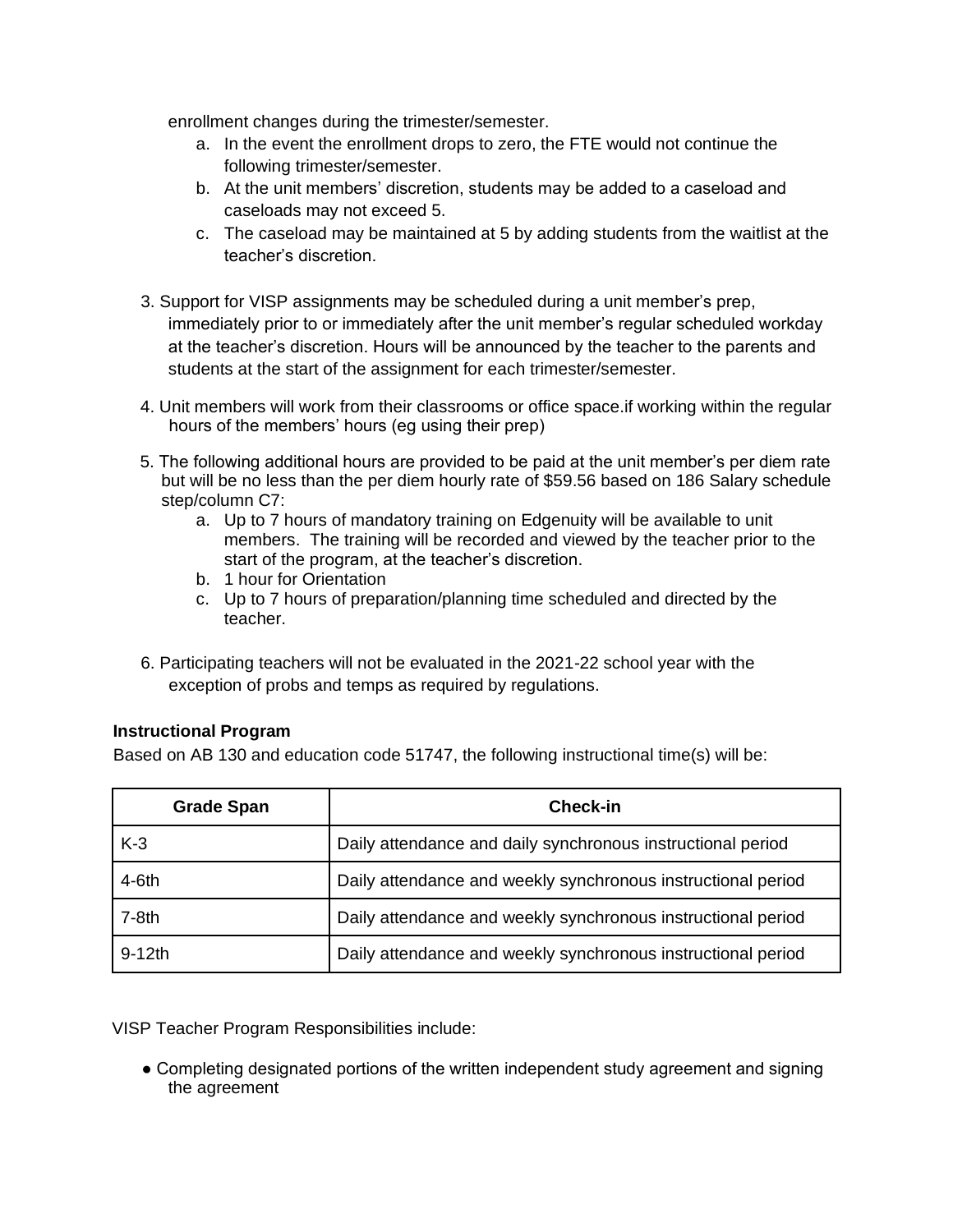enrollment changes during the trimester/semester.

   a. In the event the enrollment drops to zero, the FTE would not continue the following trimester/semester.
   b. At the unit members' discretion, students may be added to a caseload and caseloads may not exceed 5.
   c. The caseload may be maintained at 5 by adding students from the waitlist at the teacher's discretion.

3. Support for VISP assignments may be scheduled during a unit member's prep, immediately prior to or immediately after the unit member's regular scheduled workday at the teacher's discretion. Hours will be announced by the teacher to the parents and students at the start of the assignment for each trimester/semester.

4. Unit members will work from their classrooms or office space.if working within the regular hours of the members' hours (eg using their prep)

5. The following additional hours are provided to be paid at the unit member's per diem rate but will be no less than the per diem hourly rate of $59.56 based on 186 Salary schedule step/column C7:
   a. Up to 7 hours of mandatory training on Edgenuity will be available to unit members. The training will be recorded and viewed by the teacher prior to the start of the program, at the teacher's discretion.
   b. 1 hour for Orientation
   c. Up to 7 hours of preparation/planning time scheduled and directed by the teacher.

6. Participating teachers will not be evaluated in the 2021-22 school year with the exception of probs and temps as required by regulations.

**Instructional Program**

Based on AB 130 and education code 51747, the following instructional time(s) will be:

| Grade Span | Check-in |
| --- | --- |
| K-3 | Daily attendance and daily synchronous instructional period |
| 4-6th | Daily attendance and weekly synchronous instructional period |
| 7-8th | Daily attendance and weekly synchronous instructional period |
| 9-12th | Daily attendance and weekly synchronous instructional period |

VISP Teacher Program Responsibilities include:

- Completing designated portions of the written independent study agreement and signing the agreement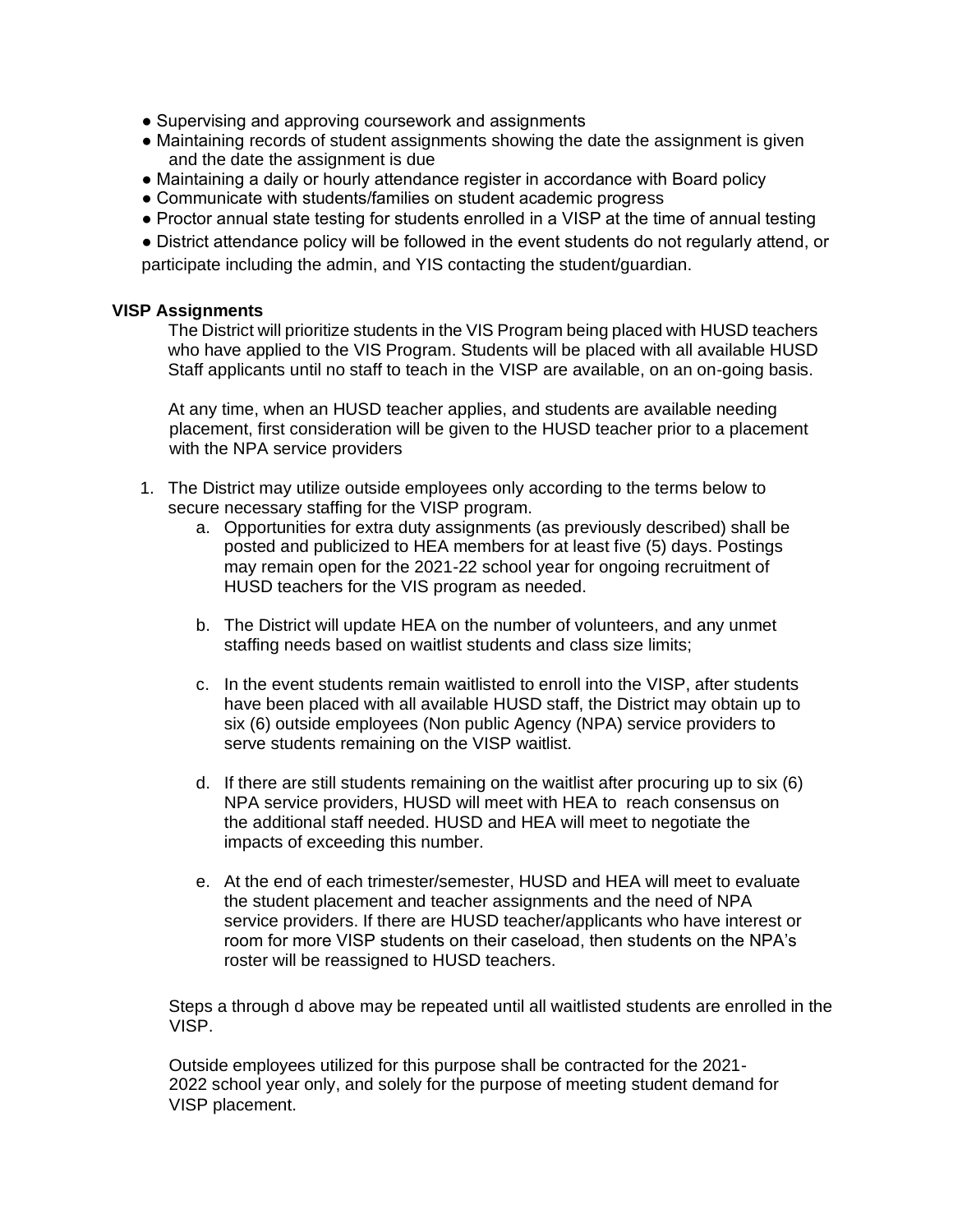- Supervising and approving coursework and assignments
- Maintaining records of student assignments showing the date the assignment is given and the date the assignment is due
- Maintaining a daily or hourly attendance register in accordance with Board policy
- Communicate with students/families on student academic progress
- Proctor annual state testing for students enrolled in a VISP at the time of annual testing
- District attendance policy will be followed in the event students do not regularly attend, or participate including the admin, and YIS contacting the student/guardian.

**VISP Assignments**

The District will prioritize students in the VIS Program being placed with HUSD teachers who have applied to the VIS Program. Students will be placed with all available HUSD Staff applicants until no staff to teach in the VISP are available, on an on-going basis.

At any time, when an HUSD teacher applies, and students are available needing placement, first consideration will be given to the HUSD teacher prior to a placement with the NPA service providers

1. The District may utilize outside employees only according to the terms below to secure necessary staffing for the VISP program.
   a. Opportunities for extra duty assignments (as previously described) shall be posted and publicized to HEA members for at least five (5) days. Postings may remain open for the 2021-22 school year for ongoing recruitment of HUSD teachers for the VIS program as needed.

   b. The District will update HEA on the number of volunteers, and any unmet staffing needs based on waitlist students and class size limits;

   c. In the event students remain waitlisted to enroll into the VISP, after students have been placed with all available HUSD staff, the District may obtain up to six (6) outside employees (Non public Agency (NPA) service providers to serve students remaining on the VISP waitlist.

   d. If there are still students remaining on the waitlist after procuring up to six (6) NPA service providers, HUSD will meet with HEA to reach consensus on the additional staff needed. HUSD and HEA will meet to negotiate the impacts of exceeding this number.

   e. At the end of each trimester/semester, HUSD and HEA will meet to evaluate the student placement and teacher assignments and the need of NPA service providers. If there are HUSD teacher/applicants who have interest or room for more VISP students on their caseload, then students on the NPA's roster will be reassigned to HUSD teachers.

Steps a through d above may be repeated until all waitlisted students are enrolled in the VISP.

Outside employees utilized for this purpose shall be contracted for the 2021-2022 school year only, and solely for the purpose of meeting student demand for VISP placement.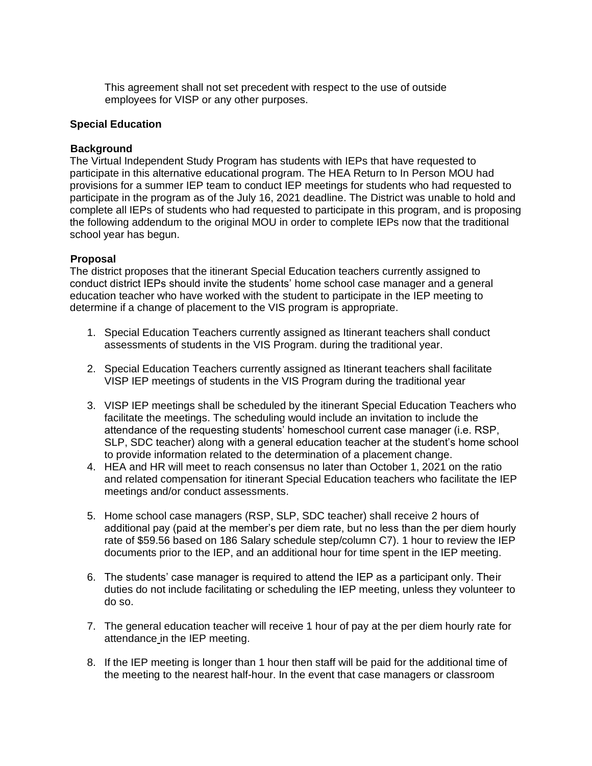This agreement shall not set precedent with respect to the use of outside employees for VISP or any other purposes.

**Special Education**

**Background**

The Virtual Independent Study Program has students with IEPs that have requested to participate in this alternative educational program. The HEA Return to In Person MOU had provisions for a summer IEP team to conduct IEP meetings for students who had requested to participate in the program as of the July 16, 2021 deadline. The District was unable to hold and complete all IEPs of students who had requested to participate in this program, and is proposing the following addendum to the original MOU in order to complete IEPs now that the traditional school year has begun.

**Proposal**

The district proposes that the itinerant Special Education teachers currently assigned to conduct district IEPs should invite the students' home school case manager and a general education teacher who have worked with the student to participate in the IEP meeting to determine if a change of placement to the VIS program is appropriate.

1. Special Education Teachers currently assigned as Itinerant teachers shall conduct assessments of students in the VIS Program. during the traditional year.

2. Special Education Teachers currently assigned as Itinerant teachers shall facilitate VISP IEP meetings of students in the VIS Program during the traditional year

3. VISP IEP meetings shall be scheduled by the itinerant Special Education Teachers who facilitate the meetings. The scheduling would include an invitation to include the attendance of the requesting students' homeschool current case manager (i.e. RSP, SLP, SDC teacher) along with a general education teacher at the student's home school to provide information related to the determination of a placement change.
4. HEA and HR will meet to reach consensus no later than October 1, 2021 on the ratio and related compensation for itinerant Special Education teachers who facilitate the IEP meetings and/or conduct assessments.

5. Home school case managers (RSP, SLP, SDC teacher) shall receive 2 hours of additional pay (paid at the member's per diem rate, but no less than the per diem hourly rate of $59.56 based on 186 Salary schedule step/column C7). 1 hour to review the IEP documents prior to the IEP, and an additional hour for time spent in the IEP meeting.

6. The students' case manager is required to attend the IEP as a participant only. Their duties do not include facilitating or scheduling the IEP meeting, unless they volunteer to do so.

7. The general education teacher will receive 1 hour of pay at the per diem hourly rate for attendance in the IEP meeting.

8. If the IEP meeting is longer than 1 hour then staff will be paid for the additional time of the meeting to the nearest half-hour. In the event that case managers or classroom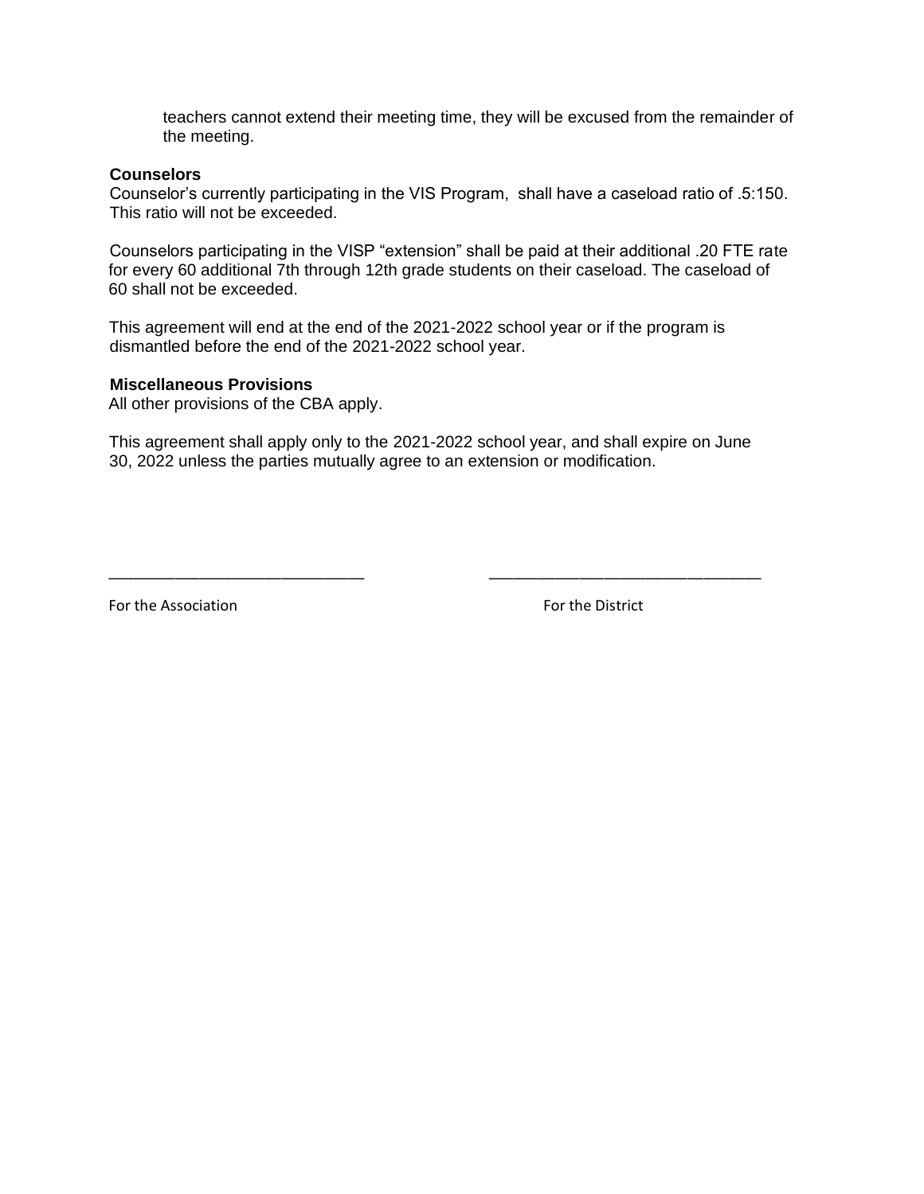teachers cannot extend their meeting time, they will be excused from the remainder of the meeting.

**Counselors**

Counselor's currently participating in the VIS Program, shall have a caseload ratio of .5:150. This ratio will not be exceeded.

Counselors participating in the VISP "extension" shall be paid at their additional .20 FTE rate for every 60 additional 7th through 12th grade students on their caseload. The caseload of 60 shall not be exceeded.

This agreement will end at the end of the 2021-2022 school year or if the program is dismantled before the end of the 2021-2022 school year.

**Miscellaneous Provisions**

All other provisions of the CBA apply.

This agreement shall apply only to the 2021-2022 school year, and shall expire on June 30, 2022 unless the parties mutually agree to an extension or modification.

_____________________________ _______________________________

For the Association For the District